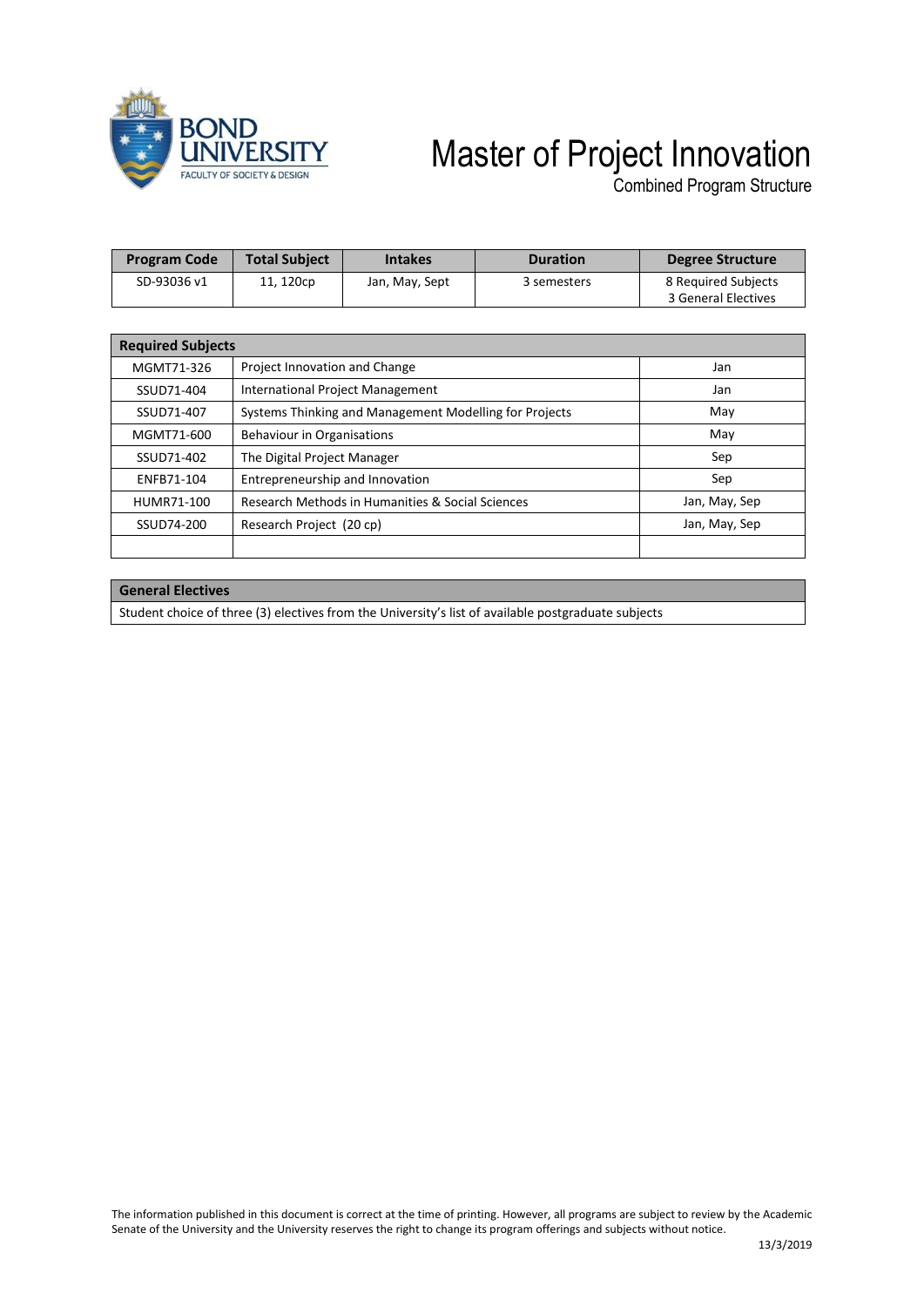BOND UNIVERSITY
FACULTY OF SOCIETY & DESIGN

# Master of Project Innovation

Combined Program Structure

| Program Code | Total Subject | Intakes | Duration | Degree Structure |
|---|---|---|---|---|
| SD-93036 v1 | 11, 120cp | Jan, May, Sept | 3 semesters | 8 Required Subjects<br>3 General Electives |

| Required Subjects | | |
|---|---|---|
| MGMT71-326 | Project Innovation and Change | Jan |
| SSUD71-404 | International Project Management | Jan |
| SSUD71-407 | Systems Thinking and Management Modelling for Projects | May |
| MGMT71-600 | Behaviour in Organisations | May |
| SSUD71-402 | The Digital Project Manager | Sep |
| ENFB71-104 | Entrepreneurship and Innovation | Sep |
| HUMR71-100 | Research Methods in Humanities & Social Sciences | Jan, May, Sep |
| SSUD74-200 | Research Project (20 cp) | Jan, May, Sep |
| | | |

| General Electives |
|---|
| Student choice of three (3) electives from the University's list of available postgraduate subjects |

The information published in this document is correct at the time of printing. However, all programs are subject to review by the Academic Senate of the University and the University reserves the right to change its program offerings and subjects without notice.

13/3/2019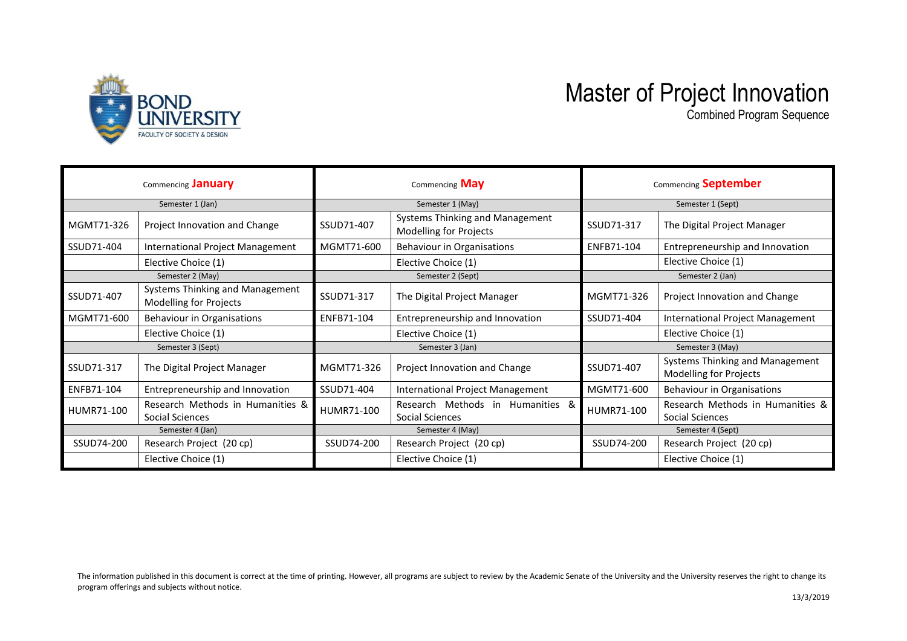BOND UNIVERSITY
FACULTY OF SOCIETY & DESIGN

# Master of Project Innovation

Combined Program Sequence

| Commencing **January** | | Commencing **May** | | Commencing **September** | |
|---|---|---|---|---|---|
| Semester 1 (Jan) | | Semester 1 (May) | | Semester 1 (Sept) | |
| MGMT71-326 | Project Innovation and Change | SSUD71-407 | Systems Thinking and Management Modelling for Projects | SSUD71-317 | The Digital Project Manager |
| SSUD71-404 | International Project Management | MGMT71-600 | Behaviour in Organisations | ENFB71-104 | Entrepreneurship and Innovation |
| | Elective Choice (1) | | Elective Choice (1) | | Elective Choice (1) |
| Semester 2 (May) | | Semester 2 (Sept) | | Semester 2 (Jan) | |
| SSUD71-407 | Systems Thinking and Management Modelling for Projects | SSUD71-317 | The Digital Project Manager | MGMT71-326 | Project Innovation and Change |
| MGMT71-600 | Behaviour in Organisations | ENFB71-104 | Entrepreneurship and Innovation | SSUD71-404 | International Project Management |
| | Elective Choice (1) | | Elective Choice (1) | | Elective Choice (1) |
| Semester 3 (Sept) | | Semester 3 (Jan) | | Semester 3 (May) | |
| SSUD71-317 | The Digital Project Manager | MGMT71-326 | Project Innovation and Change | SSUD71-407 | Systems Thinking and Management Modelling for Projects |
| ENFB71-104 | Entrepreneurship and Innovation | SSUD71-404 | International Project Management | MGMT71-600 | Behaviour in Organisations |
| HUMR71-100 | Research Methods in Humanities & Social Sciences | HUMR71-100 | Research Methods in Humanities & Social Sciences | HUMR71-100 | Research Methods in Humanities & Social Sciences |
| Semester 4 (Jan) | | Semester 4 (May) | | Semester 4 (Sept) | |
| SSUD74-200 | Research Project (20 cp) | SSUD74-200 | Research Project (20 cp) | SSUD74-200 | Research Project (20 cp) |
| | Elective Choice (1) | | Elective Choice (1) | | Elective Choice (1) |

The information published in this document is correct at the time of printing. However, all programs are subject to review by the Academic Senate of the University and the University reserves the right to change its program offerings and subjects without notice.

13/3/2019